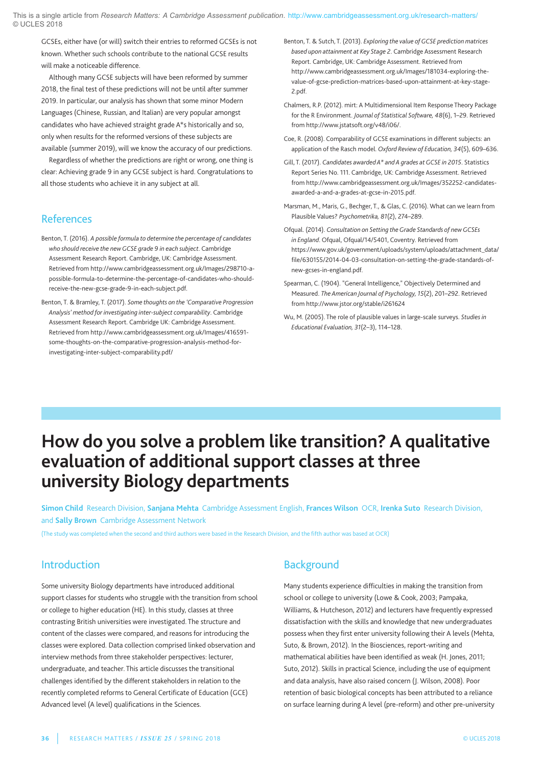GCSEs, either have (or will) switch their entries to reformed GCSEs is not known. Whether such schools contribute to the national GCSE results will make a noticeable difference.

Although many GCSE subjects will have been reformed by summer 2018, the final test of these predictions will not be until after summer 2019. In particular, our analysis has shown that some minor Modern Languages (Chinese, Russian, and Italian) are very popular amongst candidates who have achieved straight grade A*s historically and so, only when results for the reformed versions of these subjects are available (summer 2019), will we know the accuracy of our predictions.

Regardless of whether the predictions are right or wrong, one thing is clear: Achieving grade 9 in any GCSE subject is hard. Congratulations to all those students who achieve it in any subject at all.

## References

Benton, T. (2016). *A possible formula to determine the percentage of candidates who should receive the new GCSE grade 9 in each subject*. Cambridge Assessment Research Report. Cambridge, UK: Cambridge Assessment. Retrieved from http://www.cambridgeassessment.org.uk/Images/298710-a-possible-formula-to-determine-the-percentage-of-candidates-who-should-receive-the-new-gcse-grade-9-in-each-subject.pdf.

Benton, T. & Bramley, T. (2017). *Some thoughts on the 'Comparative Progression Analysis' method for investigating inter-subject comparability*. Cambridge Assessment Research Report. Cambridge UK: Cambridge Assessment. Retrieved from http://www.cambridgeassessment.org.uk/Images/416591-some-thoughts-on-the-comparative-progression-analysis-method-for-investigating-inter-subject-comparability.pdf/

Benton, T. & Sutch, T. (2013). *Exploring the value of GCSE prediction matrices based upon attainment at Key Stage 2*. Cambridge Assessment Research Report. Cambridge, UK: Cambridge Assessment. Retrieved from http://www.cambridgeassessment.org.uk/Images/181034-exploring-the-value-of-gcse-prediction-matrices-based-upon-attainment-at-key-stage-2.pdf.

Chalmers, R.P. (2012). mirt: A Multidimensional Item Response Theory Package for the R Environment. *Journal of Statistical Software, 48*(6), 1–29. Retrieved from http://www.jstatsoft.org/v48/i06/.

Coe, R. (2008). Comparability of GCSE examinations in different subjects: an application of the Rasch model. *Oxford Review of Education, 34*(5), 609–636.

Gill, T. (2017). *Candidates awarded A* and A grades at GCSE in 2015*. Statistics Report Series No. 111. Cambridge, UK: Cambridge Assessment. Retrieved from http://www.cambridgeassessment.org.uk/Images/352252-candidates-awarded-a-and-a-grades-at-gcse-in-2015.pdf.

Marsman, M., Maris, G., Bechger, T., & Glas, C. (2016). What can we learn from Plausible Values? *Psychometrika, 81*(2), 274–289.

Ofqual. (2014). *Consultation on Setting the Grade Standards of new GCSEs in England*. Ofqual, Ofqual/14/5401, Coventry. Retrieved from https://www.gov.uk/government/uploads/system/uploads/attachment_data/file/630155/2014-04-03-consultation-on-setting-the-grade-standards-of-new-gcses-in-england.pdf.

Spearman, C. (1904). "General Intelligence," Objectively Determined and Measured. *The American Journal of Psychology, 15*(2), 201–292. Retrieved from http://www.jstor.org/stable/i261624

Wu, M. (2005). The role of plausible values in large-scale surveys. *Studies in Educational Evaluation, 31*(2–3), 114–128.

# How do you solve a problem like transition? A qualitative evaluation of additional support classes at three university Biology departments

**Simon Child** Research Division, **Sanjana Mehta** Cambridge Assessment English, **Frances Wilson** OCR, **Irenka Suto** Research Division, and **Sally Brown** Cambridge Assessment Network

(The study was completed when the second and third authors were based in the Research Division, and the fifth author was based at OCR)

## Introduction

Some university Biology departments have introduced additional support classes for students who struggle with the transition from school or college to higher education (HE). In this study, classes at three contrasting British universities were investigated. The structure and content of the classes were compared, and reasons for introducing the classes were explored. Data collection comprised linked observation and interview methods from three stakeholder perspectives: lecturer, undergraduate, and teacher. This article discusses the transitional challenges identified by the different stakeholders in relation to the recently completed reforms to General Certificate of Education (GCE) Advanced level (A level) qualifications in the Sciences.

## Background

Many students experience difficulties in making the transition from school or college to university (Lowe & Cook, 2003; Pampaka, Williams, & Hutcheson, 2012) and lecturers have frequently expressed dissatisfaction with the skills and knowledge that new undergraduates possess when they first enter university following their A levels (Mehta, Suto, & Brown, 2012). In the Biosciences, report-writing and mathematical abilities have been identified as weak (H. Jones, 2011; Suto, 2012). Skills in practical Science, including the use of equipment and data analysis, have also raised concern (J. Wilson, 2008). Poor retention of basic biological concepts has been attributed to a reliance on surface learning during A level (pre-reform) and other pre-university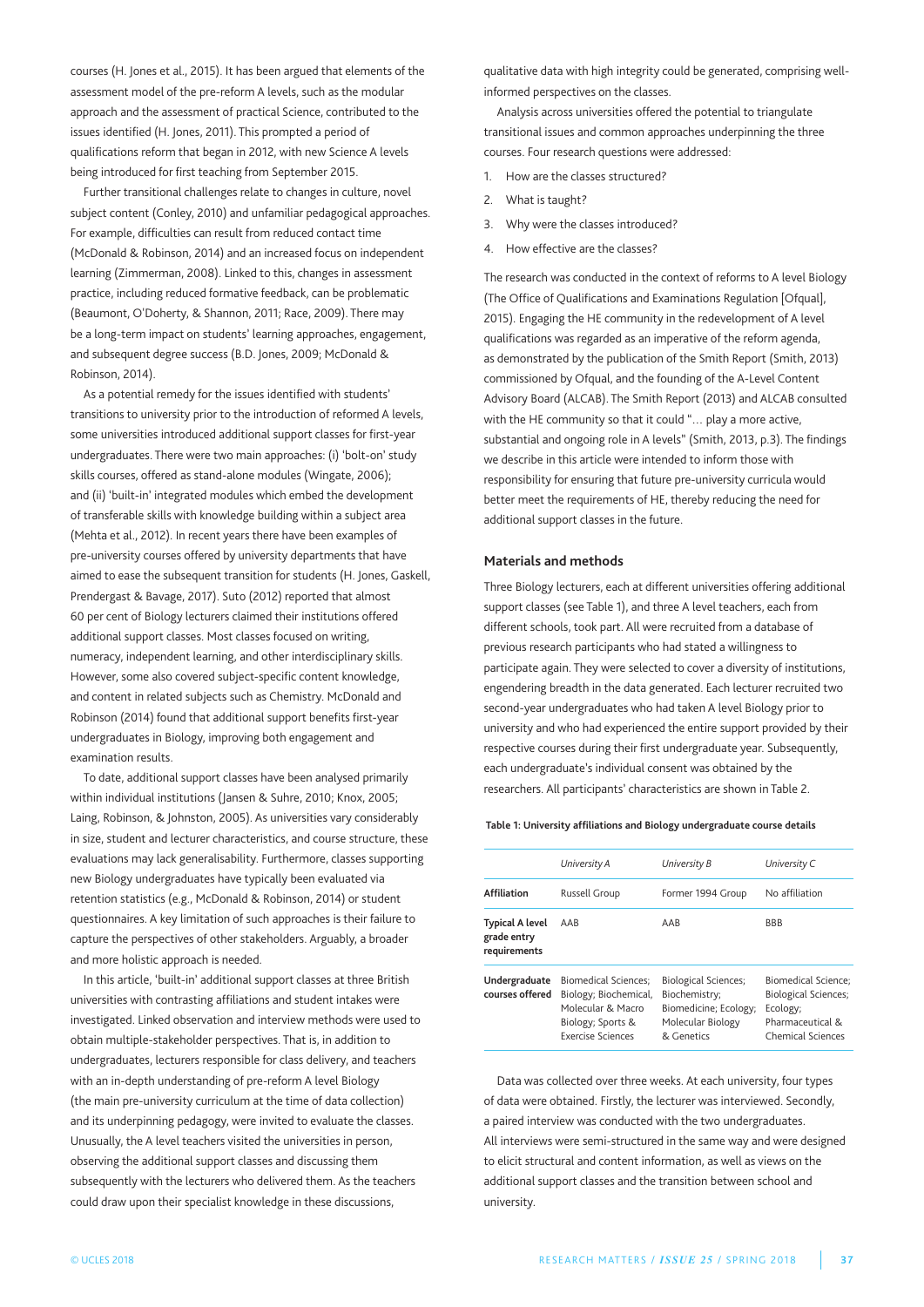courses (H. Jones et al., 2015). It has been argued that elements of the assessment model of the pre-reform A levels, such as the modular approach and the assessment of practical Science, contributed to the issues identified (H. Jones, 2011). This prompted a period of qualifications reform that began in 2012, with new Science A levels being introduced for first teaching from September 2015.

Further transitional challenges relate to changes in culture, novel subject content (Conley, 2010) and unfamiliar pedagogical approaches. For example, difficulties can result from reduced contact time (McDonald & Robinson, 2014) and an increased focus on independent learning (Zimmerman, 2008). Linked to this, changes in assessment practice, including reduced formative feedback, can be problematic (Beaumont, O'Doherty, & Shannon, 2011; Race, 2009). There may be a long-term impact on students' learning approaches, engagement, and subsequent degree success (B.D. Jones, 2009; McDonald & Robinson, 2014).

As a potential remedy for the issues identified with students' transitions to university prior to the introduction of reformed A levels, some universities introduced additional support classes for first-year undergraduates. There were two main approaches: (i) 'bolt-on' study skills courses, offered as stand-alone modules (Wingate, 2006); and (ii) 'built-in' integrated modules which embed the development of transferable skills with knowledge building within a subject area (Mehta et al., 2012). In recent years there have been examples of pre-university courses offered by university departments that have aimed to ease the subsequent transition for students (H. Jones, Gaskell, Prendergast & Bavage, 2017). Suto (2012) reported that almost 60 per cent of Biology lecturers claimed their institutions offered additional support classes. Most classes focused on writing, numeracy, independent learning, and other interdisciplinary skills. However, some also covered subject-specific content knowledge, and content in related subjects such as Chemistry. McDonald and Robinson (2014) found that additional support benefits first-year undergraduates in Biology, improving both engagement and examination results.

To date, additional support classes have been analysed primarily within individual institutions (Jansen & Suhre, 2010; Knox, 2005; Laing, Robinson, & Johnston, 2005). As universities vary considerably in size, student and lecturer characteristics, and course structure, these evaluations may lack generalisability. Furthermore, classes supporting new Biology undergraduates have typically been evaluated via retention statistics (e.g., McDonald & Robinson, 2014) or student questionnaires. A key limitation of such approaches is their failure to capture the perspectives of other stakeholders. Arguably, a broader and more holistic approach is needed.

In this article, 'built-in' additional support classes at three British universities with contrasting affiliations and student intakes were investigated. Linked observation and interview methods were used to obtain multiple-stakeholder perspectives. That is, in addition to undergraduates, lecturers responsible for class delivery, and teachers with an in-depth understanding of pre-reform A level Biology (the main pre-university curriculum at the time of data collection) and its underpinning pedagogy, were invited to evaluate the classes. Unusually, the A level teachers visited the universities in person, observing the additional support classes and discussing them subsequently with the lecturers who delivered them. As the teachers could draw upon their specialist knowledge in these discussions, qualitative data with high integrity could be generated, comprising well-informed perspectives on the classes.

Analysis across universities offered the potential to triangulate transitional issues and common approaches underpinning the three courses. Four research questions were addressed:

1. How are the classes structured?
2. What is taught?
3. Why were the classes introduced?
4. How effective are the classes?

The research was conducted in the context of reforms to A level Biology (The Office of Qualifications and Examinations Regulation [Ofqual], 2015). Engaging the HE community in the redevelopment of A level qualifications was regarded as an imperative of the reform agenda, as demonstrated by the publication of the Smith Report (Smith, 2013) commissioned by Ofqual, and the founding of the A-Level Content Advisory Board (ALCAB). The Smith Report (2013) and ALCAB consulted with the HE community so that it could "… play a more active, substantial and ongoing role in A levels" (Smith, 2013, p.3). The findings we describe in this article were intended to inform those with responsibility for ensuring that future pre-university curricula would better meet the requirements of HE, thereby reducing the need for additional support classes in the future.

## Materials and methods

Three Biology lecturers, each at different universities offering additional support classes (see Table 1), and three A level teachers, each from different schools, took part. All were recruited from a database of previous research participants who had stated a willingness to participate again. They were selected to cover a diversity of institutions, engendering breadth in the data generated. Each lecturer recruited two second-year undergraduates who had taken A level Biology prior to university and who had experienced the entire support provided by their respective courses during their first undergraduate year. Subsequently, each undergraduate's individual consent was obtained by the researchers. All participants' characteristics are shown in Table 2.

**Table 1: University affiliations and Biology undergraduate course details**

| | *University A* | *University B* | *University C* |
|---|---|---|---|
| **Affiliation** | Russell Group | Former 1994 Group | No affiliation |
| **Typical A level grade entry requirements** | AAB | AAB | BBB |
| **Undergraduate courses offered** | Biomedical Sciences; Biology; Biochemical, Molecular & Macro Biology; Sports & Exercise Sciences | Biological Sciences; Biochemistry; Biomedicine; Ecology; Molecular Biology & Genetics | Biomedical Science; Biological Sciences; Ecology; Pharmaceutical & Chemical Sciences |

Data was collected over three weeks. At each university, four types of data were obtained. Firstly, the lecturer was interviewed. Secondly, a paired interview was conducted with the two undergraduates. All interviews were semi-structured in the same way and were designed to elicit structural and content information, as well as views on the additional support classes and the transition between school and university.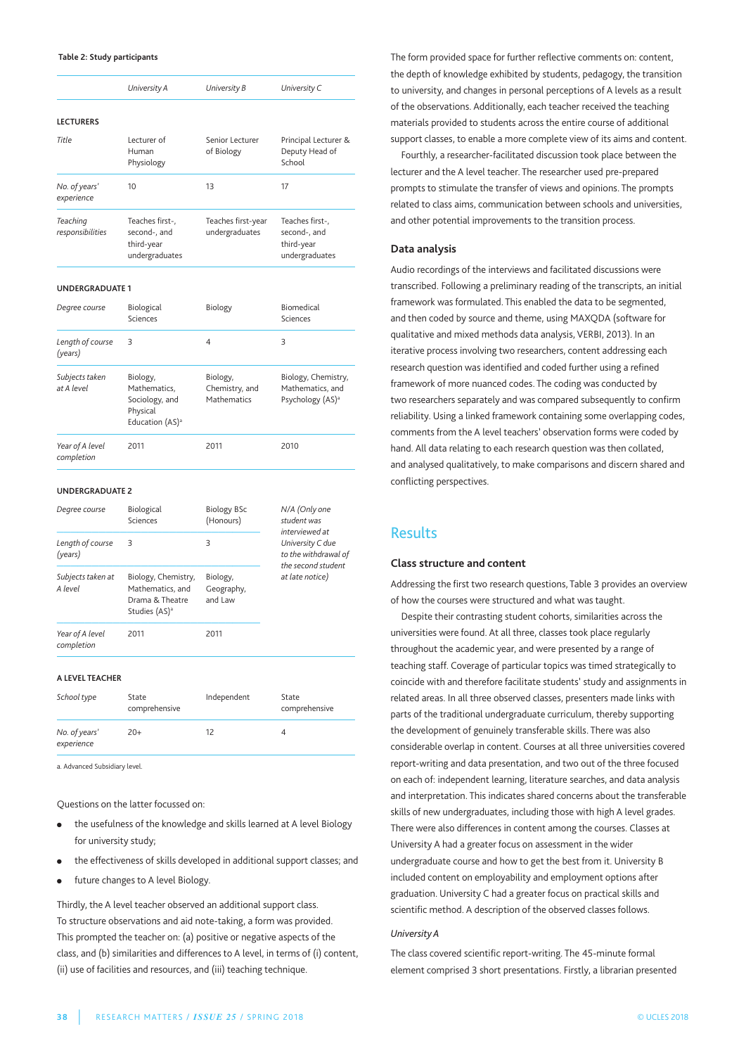**Table 2: Study participants**

| | *University A* | *University B* | *University C* |
|---|---|---|---|
| **LECTURERS** | | | |
| *Title* | Lecturer of Human Physiology | Senior Lecturer of Biology | Principal Lecturer & Deputy Head of School |
| *No. of years' experience* | 10 | 13 | 17 |
| *Teaching responsibilities* | Teaches first-, second-, and third-year undergraduates | Teaches first-year undergraduates | Teaches first-, second-, and third-year undergraduates |
| **UNDERGRADUATE 1** | | | |
| *Degree course* | Biological Sciences | Biology | Biomedical Sciences |
| *Length of course (years)* | 3 | 4 | 3 |
| *Subjects taken at A level* | Biology, Mathematics, Sociology, and Physical Education (AS)[a] | Biology, Chemistry, and Mathematics | Biology, Chemistry, Mathematics, and Psychology (AS)[a] |
| *Year of A level completion* | 2011 | 2011 | 2010 |
| **UNDERGRADUATE 2** | | | |
| *Degree course* | Biological Sciences | Biology BSc (Honours) | *N/A (Only one student was interviewed at University C due to the withdrawal of the second student at late notice)* |
| *Length of course (years)* | 3 | 3 | |
| *Subjects taken at A level* | Biology, Chemistry, Mathematics, and Drama & Theatre Studies (AS)[a] | Biology, Geography, and Law | |
| *Year of A level completion* | 2011 | 2011 | |
| **A LEVEL TEACHER** | | | |
| *School type* | State comprehensive | Independent | State comprehensive |
| *No. of years' experience* | 20+ | 12 | 4 |

a. Advanced Subsidiary level.

Questions on the latter focussed on:

- the usefulness of the knowledge and skills learned at A level Biology for university study;
- the effectiveness of skills developed in additional support classes; and
- future changes to A level Biology.

Thirdly, the A level teacher observed an additional support class. To structure observations and aid note-taking, a form was provided. This prompted the teacher on: (a) positive or negative aspects of the class, and (b) similarities and differences to A level, in terms of (i) content, (ii) use of facilities and resources, and (iii) teaching technique.

The form provided space for further reflective comments on: content, the depth of knowledge exhibited by students, pedagogy, the transition to university, and changes in personal perceptions of A levels as a result of the observations. Additionally, each teacher received the teaching materials provided to students across the entire course of additional support classes, to enable a more complete view of its aims and content.

Fourthly, a researcher-facilitated discussion took place between the lecturer and the A level teacher. The researcher used pre-prepared prompts to stimulate the transfer of views and opinions. The prompts related to class aims, communication between schools and universities, and other potential improvements to the transition process.

### Data analysis

Audio recordings of the interviews and facilitated discussions were transcribed. Following a preliminary reading of the transcripts, an initial framework was formulated. This enabled the data to be segmented, and then coded by source and theme, using MAXQDA (software for qualitative and mixed methods data analysis, VERBI, 2013). In an iterative process involving two researchers, content addressing each research question was identified and coded further using a refined framework of more nuanced codes. The coding was conducted by two researchers separately and was compared subsequently to confirm reliability. Using a linked framework containing some overlapping codes, comments from the A level teachers' observation forms were coded by hand. All data relating to each research question was then collated, and analysed qualitatively, to make comparisons and discern shared and conflicting perspectives.

## Results

### Class structure and content

Addressing the first two research questions, Table 3 provides an overview of how the courses were structured and what was taught.

Despite their contrasting student cohorts, similarities across the universities were found. At all three, classes took place regularly throughout the academic year, and were presented by a range of teaching staff. Coverage of particular topics was timed strategically to coincide with and therefore facilitate students' study and assignments in related areas. In all three observed classes, presenters made links with parts of the traditional undergraduate curriculum, thereby supporting the development of genuinely transferable skills. There was also considerable overlap in content. Courses at all three universities covered report-writing and data presentation, and two out of the three focused on each of: independent learning, literature searches, and data analysis and interpretation. This indicates shared concerns about the transferable skills of new undergraduates, including those with high A level grades. There were also differences in content among the courses. Classes at University A had a greater focus on assessment in the wider undergraduate course and how to get the best from it. University B included content on employability and employment options after graduation. University C had a greater focus on practical skills and scientific method. A description of the observed classes follows.

*University A*

The class covered scientific report-writing. The 45-minute formal element comprised 3 short presentations. Firstly, a librarian presented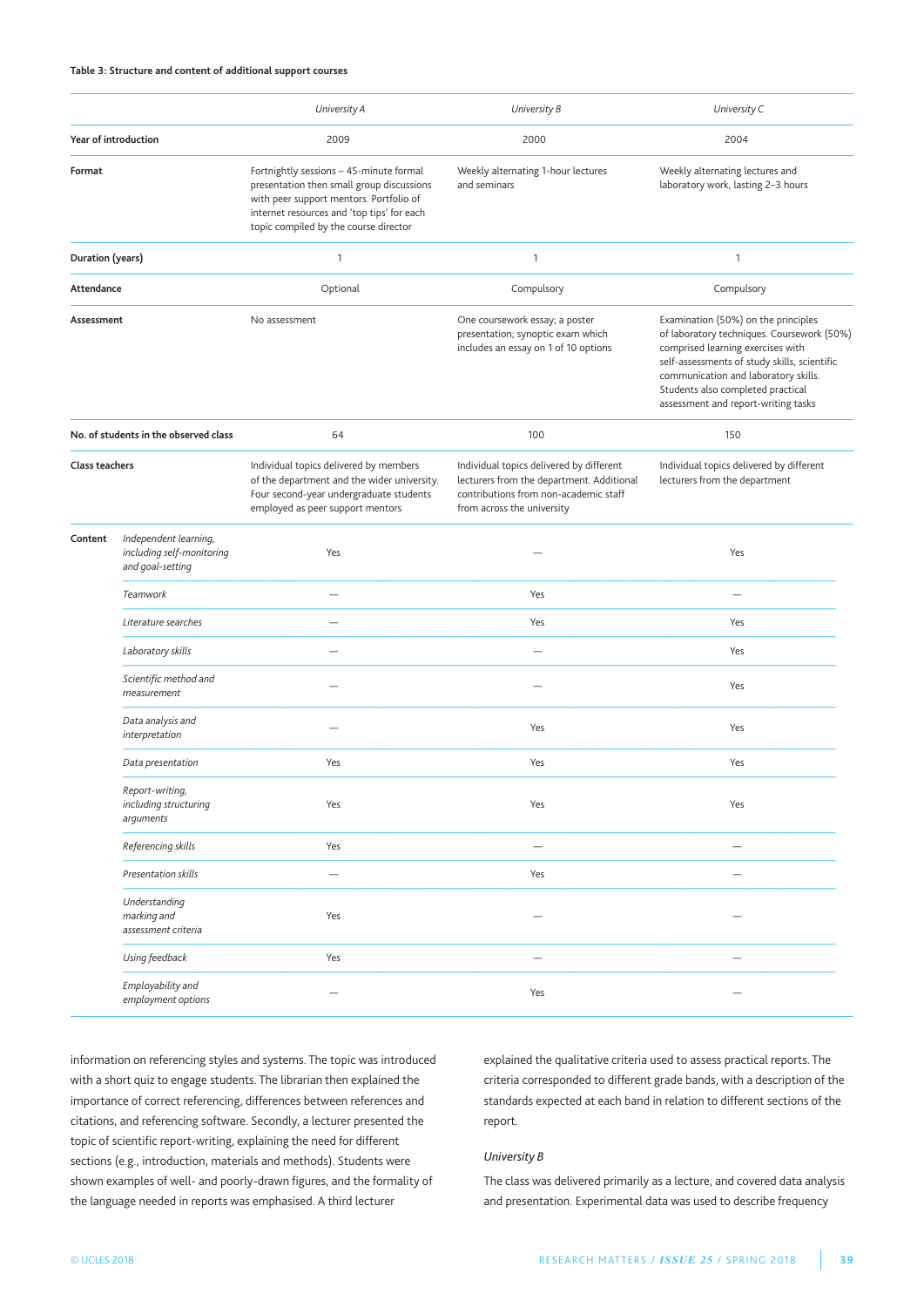**Table 3: Structure and content of additional support courses**

| | | *University A* | *University B* | *University C* |
|---|---|---|---|---|
| **Year of introduction** | | 2009 | 2000 | 2004 |
| **Format** | | Fortnightly sessions – 45-minute formal presentation then small group discussions with peer support mentors. Portfolio of internet resources and 'top tips' for each topic compiled by the course director | Weekly alternating 1-hour lectures and seminars | Weekly alternating lectures and laboratory work, lasting 2–3 hours |
| **Duration (years)** | | 1 | 1 | 1 |
| **Attendance** | | Optional | Compulsory | Compulsory |
| **Assessment** | | No assessment | One coursework essay; a poster presentation; synoptic exam which includes an essay on 1 of 10 options | Examination (50%) on the principles of laboratory techniques. Coursework (50%) comprised learning exercises with self-assessments of study skills, scientific communication and laboratory skills. Students also completed practical assessment and report-writing tasks |
| **No. of students in the observed class** | | 64 | 100 | 150 |
| **Class teachers** | | Individual topics delivered by members of the department and the wider university. Four second-year undergraduate students employed as peer support mentors | Individual topics delivered by different lecturers from the department. Additional contributions from non-academic staff from across the university | Individual topics delivered by different lecturers from the department |
| **Content** | *Independent learning, including self-monitoring and goal-setting* | Yes | — | Yes |
| | *Teamwork* | — | Yes | — |
| | *Literature searches* | — | Yes | Yes |
| | *Laboratory skills* | — | — | Yes |
| | *Scientific method and measurement* | — | — | Yes |
| | *Data analysis and interpretation* | — | Yes | Yes |
| | *Data presentation* | Yes | Yes | Yes |
| | *Report-writing, including structuring arguments* | Yes | Yes | Yes |
| | *Referencing skills* | Yes | — | — |
| | *Presentation skills* | — | Yes | — |
| | *Understanding marking and assessment criteria* | Yes | — | — |
| | *Using feedback* | Yes | — | — |
| | *Employability and employment options* | — | Yes | — |

information on referencing styles and systems. The topic was introduced with a short quiz to engage students. The librarian then explained the importance of correct referencing, differences between references and citations, and referencing software. Secondly, a lecturer presented the topic of scientific report-writing, explaining the need for different sections (e.g., introduction, materials and methods). Students were shown examples of well- and poorly-drawn figures, and the formality of the language needed in reports was emphasised. A third lecturer explained the qualitative criteria used to assess practical reports. The criteria corresponded to different grade bands, with a description of the standards expected at each band in relation to different sections of the report.

*University B*

The class was delivered primarily as a lecture, and covered data analysis and presentation. Experimental data was used to describe frequency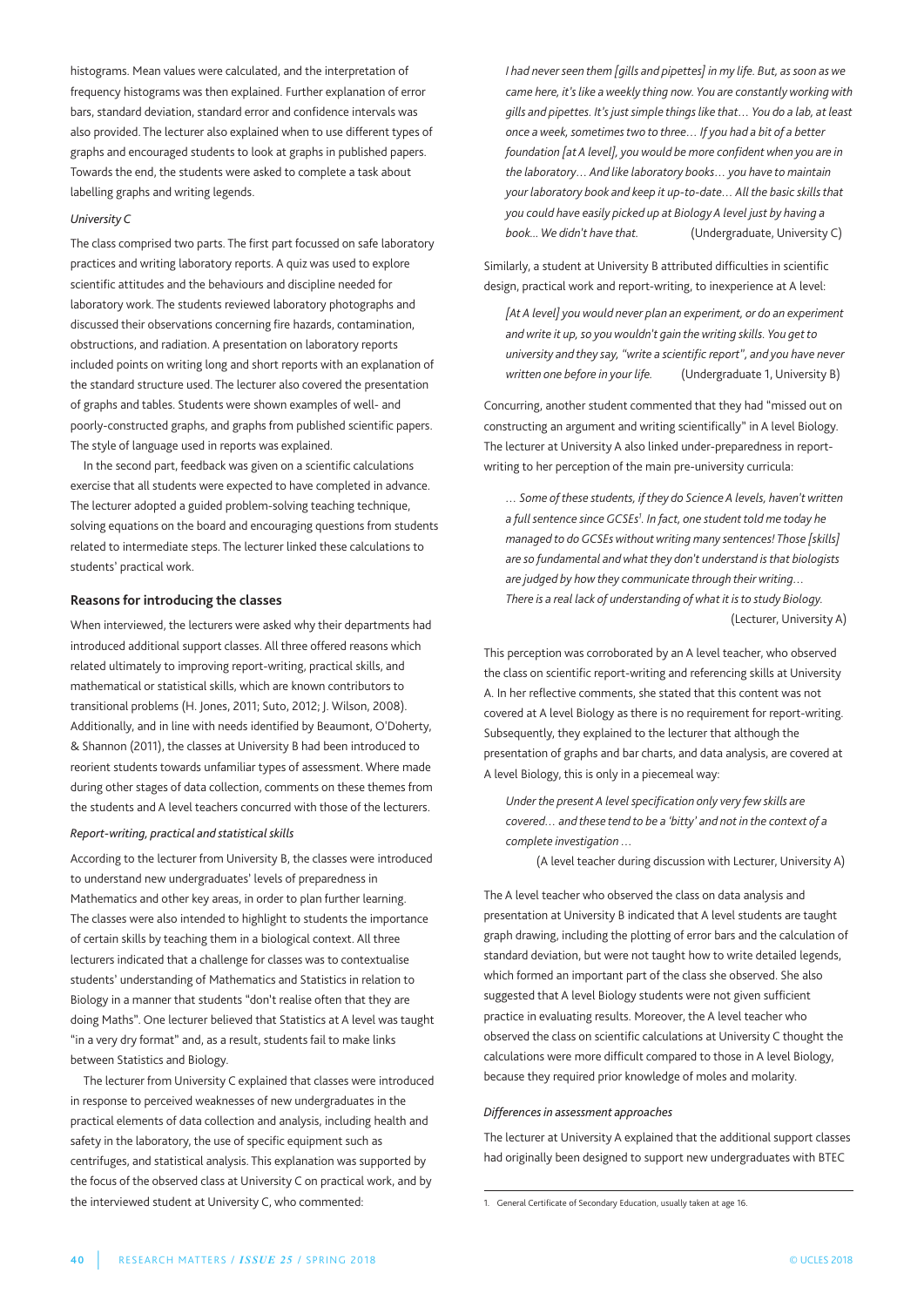histograms. Mean values were calculated, and the interpretation of frequency histograms was then explained. Further explanation of error bars, standard deviation, standard error and confidence intervals was also provided. The lecturer also explained when to use different types of graphs and encouraged students to look at graphs in published papers. Towards the end, the students were asked to complete a task about labelling graphs and writing legends.

*University C*

The class comprised two parts. The first part focussed on safe laboratory practices and writing laboratory reports. A quiz was used to explore scientific attitudes and the behaviours and discipline needed for laboratory work. The students reviewed laboratory photographs and discussed their observations concerning fire hazards, contamination, obstructions, and radiation. A presentation on laboratory reports included points on writing long and short reports with an explanation of the standard structure used. The lecturer also covered the presentation of graphs and tables. Students were shown examples of well- and poorly-constructed graphs, and graphs from published scientific papers. The style of language used in reports was explained.

In the second part, feedback was given on a scientific calculations exercise that all students were expected to have completed in advance. The lecturer adopted a guided problem-solving teaching technique, solving equations on the board and encouraging questions from students related to intermediate steps. The lecturer linked these calculations to students' practical work.

### Reasons for introducing the classes

When interviewed, the lecturers were asked why their departments had introduced additional support classes. All three offered reasons which related ultimately to improving report-writing, practical skills, and mathematical or statistical skills, which are known contributors to transitional problems (H. Jones, 2011; Suto, 2012; J. Wilson, 2008). Additionally, and in line with needs identified by Beaumont, O'Doherty, & Shannon (2011), the classes at University B had been introduced to reorient students towards unfamiliar types of assessment. Where made during other stages of data collection, comments on these themes from the students and A level teachers concurred with those of the lecturers.

*Report-writing, practical and statistical skills*

According to the lecturer from University B, the classes were introduced to understand new undergraduates' levels of preparedness in Mathematics and other key areas, in order to plan further learning. The classes were also intended to highlight to students the importance of certain skills by teaching them in a biological context. All three lecturers indicated that a challenge for classes was to contextualise students' understanding of Mathematics and Statistics in relation to Biology in a manner that students "don't realise often that they are doing Maths". One lecturer believed that Statistics at A level was taught "in a very dry format" and, as a result, students fail to make links between Statistics and Biology.

The lecturer from University C explained that classes were introduced in response to perceived weaknesses of new undergraduates in the practical elements of data collection and analysis, including health and safety in the laboratory, the use of specific equipment such as centrifuges, and statistical analysis. This explanation was supported by the focus of the observed class at University C on practical work, and by the interviewed student at University C, who commented:

> *I had never seen them [gills and pipettes] in my life. But, as soon as we came here, it's like a weekly thing now. You are constantly working with gills and pipettes. It's just simple things like that… You do a lab, at least once a week, sometimes two to three… If you had a bit of a better foundation [at A level], you would be more confident when you are in the laboratory… And like laboratory books… you have to maintain your laboratory book and keep it up-to-date… All the basic skills that you could have easily picked up at Biology A level just by having a book… We didn't have that.* (Undergraduate, University C)

Similarly, a student at University B attributed difficulties in scientific design, practical work and report-writing, to inexperience at A level:

> *[At A level] you would never plan an experiment, or do an experiment and write it up, so you wouldn't gain the writing skills. You get to university and they say, "write a scientific report", and you have never written one before in your life.* (Undergraduate 1, University B)

Concurring, another student commented that they had "missed out on constructing an argument and writing scientifically" in A level Biology. The lecturer at University A also linked under-preparedness in report-writing to her perception of the main pre-university curricula:

> *… Some of these students, if they do Science A levels, haven't written a full sentence since GCSEs[1]. In fact, one student told me today he managed to do GCSEs without writing many sentences! Those [skills] are so fundamental and what they don't understand is that biologists are judged by how they communicate through their writing… There is a real lack of understanding of what it is to study Biology.* (Lecturer, University A)

This perception was corroborated by an A level teacher, who observed the class on scientific report-writing and referencing skills at University A. In her reflective comments, she stated that this content was not covered at A level Biology as there is no requirement for report-writing. Subsequently, they explained to the lecturer that although the presentation of graphs and bar charts, and data analysis, are covered at A level Biology, this is only in a piecemeal way:

> *Under the present A level specification only very few skills are covered… and these tend to be a 'bitty' and not in the context of a complete investigation …*
> (A level teacher during discussion with Lecturer, University A)

The A level teacher who observed the class on data analysis and presentation at University B indicated that A level students are taught graph drawing, including the plotting of error bars and the calculation of standard deviation, but were not taught how to write detailed legends, which formed an important part of the class she observed. She also suggested that A level Biology students were not given sufficient practice in evaluating results. Moreover, the A level teacher who observed the class on scientific calculations at University C thought the calculations were more difficult compared to those in A level Biology, because they required prior knowledge of moles and molarity.

*Differences in assessment approaches*

The lecturer at University A explained that the additional support classes had originally been designed to support new undergraduates with BTEC

1. General Certificate of Secondary Education, usually taken at age 16.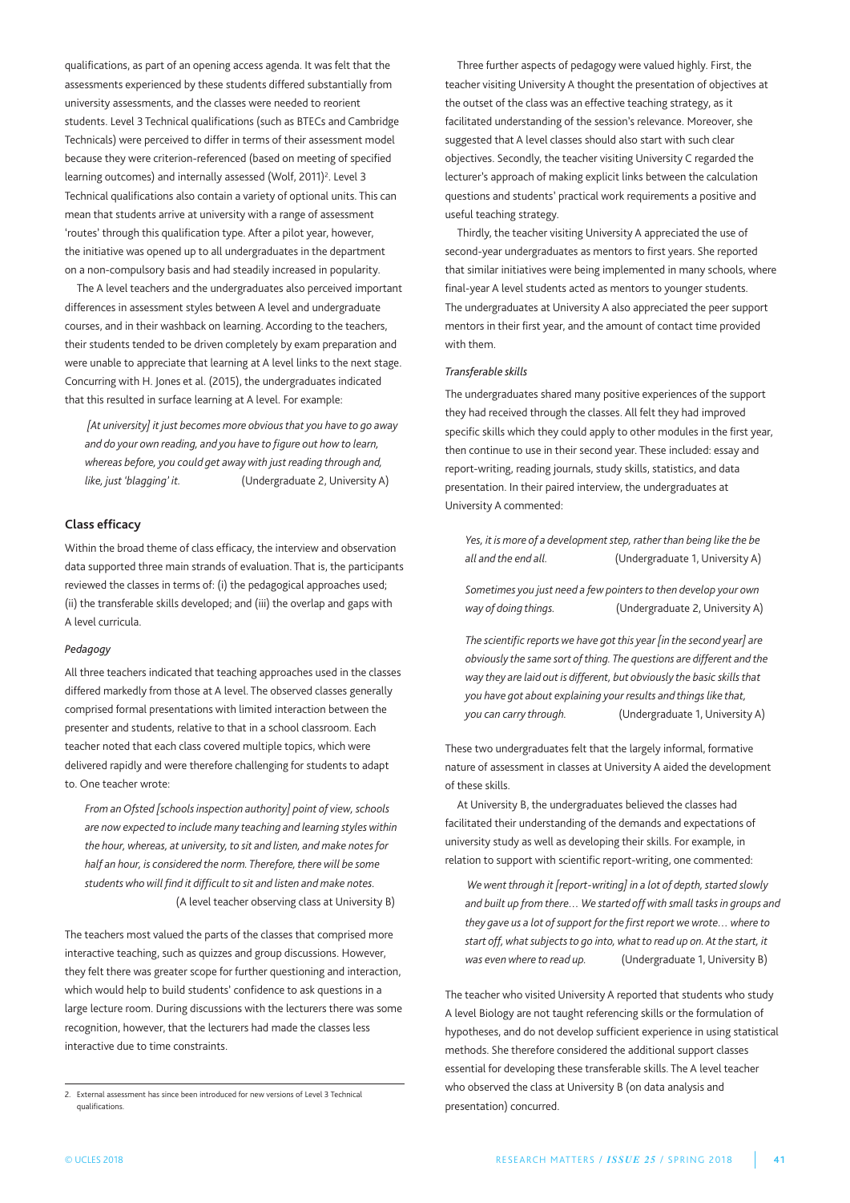qualifications, as part of an opening access agenda. It was felt that the assessments experienced by these students differed substantially from university assessments, and the classes were needed to reorient students. Level 3 Technical qualifications (such as BTECs and Cambridge Technicals) were perceived to differ in terms of their assessment model because they were criterion-referenced (based on meeting of specified learning outcomes) and internally assessed (Wolf, 2011)[2]. Level 3 Technical qualifications also contain a variety of optional units. This can mean that students arrive at university with a range of assessment 'routes' through this qualification type. After a pilot year, however, the initiative was opened up to all undergraduates in the department on a non-compulsory basis and had steadily increased in popularity.

The A level teachers and the undergraduates also perceived important differences in assessment styles between A level and undergraduate courses, and in their washback on learning. According to the teachers, their students tended to be driven completely by exam preparation and were unable to appreciate that learning at A level links to the next stage. Concurring with H. Jones et al. (2015), the undergraduates indicated that this resulted in surface learning at A level. For example:

> *[At university] it just becomes more obvious that you have to go away and do your own reading, and you have to figure out how to learn, whereas before, you could get away with just reading through and, like, just 'blagging' it.* (Undergraduate 2, University A)

## Class efficacy

Within the broad theme of class efficacy, the interview and observation data supported three main strands of evaluation. That is, the participants reviewed the classes in terms of: (i) the pedagogical approaches used; (ii) the transferable skills developed; and (iii) the overlap and gaps with A level curricula.

### *Pedagogy*

All three teachers indicated that teaching approaches used in the classes differed markedly from those at A level. The observed classes generally comprised formal presentations with limited interaction between the presenter and students, relative to that in a school classroom. Each teacher noted that each class covered multiple topics, which were delivered rapidly and were therefore challenging for students to adapt to. One teacher wrote:

> *From an Ofsted [schools inspection authority] point of view, schools are now expected to include many teaching and learning styles within the hour, whereas, at university, to sit and listen, and make notes for half an hour, is considered the norm. Therefore, there will be some students who will find it difficult to sit and listen and make notes.* (A level teacher observing class at University B)

The teachers most valued the parts of the classes that comprised more interactive teaching, such as quizzes and group discussions. However, they felt there was greater scope for further questioning and interaction, which would help to build students' confidence to ask questions in a large lecture room. During discussions with the lecturers there was some recognition, however, that the lecturers had made the classes less interactive due to time constraints.

Three further aspects of pedagogy were valued highly. First, the teacher visiting University A thought the presentation of objectives at the outset of the class was an effective teaching strategy, as it facilitated understanding of the session's relevance. Moreover, she suggested that A level classes should also start with such clear objectives. Secondly, the teacher visiting University C regarded the lecturer's approach of making explicit links between the calculation questions and students' practical work requirements a positive and useful teaching strategy.

Thirdly, the teacher visiting University A appreciated the use of second-year undergraduates as mentors to first years. She reported that similar initiatives were being implemented in many schools, where final-year A level students acted as mentors to younger students. The undergraduates at University A also appreciated the peer support mentors in their first year, and the amount of contact time provided with them.

### *Transferable skills*

The undergraduates shared many positive experiences of the support they had received through the classes. All felt they had improved specific skills which they could apply to other modules in the first year, then continue to use in their second year. These included: essay and report-writing, reading journals, study skills, statistics, and data presentation. In their paired interview, the undergraduates at University A commented:

> *Yes, it is more of a development step, rather than being like the be all and the end all.* (Undergraduate 1, University A)

> *Sometimes you just need a few pointers to then develop your own way of doing things.* (Undergraduate 2, University A)

> *The scientific reports we have got this year [in the second year] are obviously the same sort of thing. The questions are different and the way they are laid out is different, but obviously the basic skills that you have got about explaining your results and things like that, you can carry through.* (Undergraduate 1, University A)

These two undergraduates felt that the largely informal, formative nature of assessment in classes at University A aided the development of these skills.

At University B, the undergraduates believed the classes had facilitated their understanding of the demands and expectations of university study as well as developing their skills. For example, in relation to support with scientific report-writing, one commented:

> *We went through it [report-writing] in a lot of depth, started slowly and built up from there… We started off with small tasks in groups and they gave us a lot of support for the first report we wrote… where to start off, what subjects to go into, what to read up on. At the start, it was even where to read up.* (Undergraduate 1, University B)

The teacher who visited University A reported that students who study A level Biology are not taught referencing skills or the formulation of hypotheses, and do not develop sufficient experience in using statistical methods. She therefore considered the additional support classes essential for developing these transferable skills. The A level teacher who observed the class at University B (on data analysis and presentation) concurred.

---

2. External assessment has since been introduced for new versions of Level 3 Technical qualifications.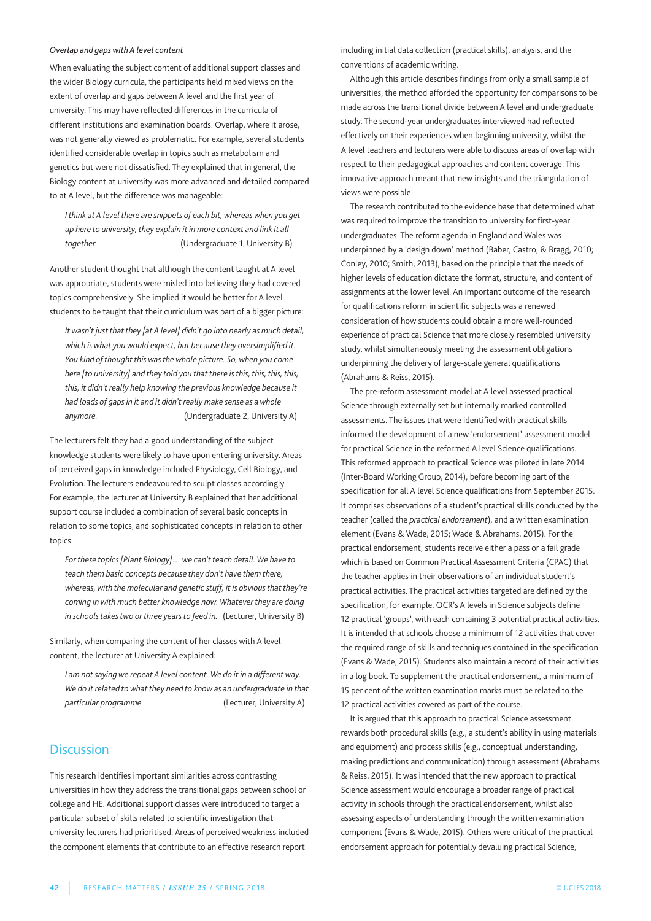*Overlap and gaps with A level content*

When evaluating the subject content of additional support classes and the wider Biology curricula, the participants held mixed views on the extent of overlap and gaps between A level and the first year of university. This may have reflected differences in the curricula of different institutions and examination boards. Overlap, where it arose, was not generally viewed as problematic. For example, several students identified considerable overlap in topics such as metabolism and genetics but were not dissatisfied. They explained that in general, the Biology content at university was more advanced and detailed compared to at A level, but the difference was manageable:

> *I think at A level there are snippets of each bit, whereas when you get up here to university, they explain it in more context and link it all together.* (Undergraduate 1, University B)

Another student thought that although the content taught at A level was appropriate, students were misled into believing they had covered topics comprehensively. She implied it would be better for A level students to be taught that their curriculum was part of a bigger picture:

> *It wasn't just that they [at A level] didn't go into nearly as much detail, which is what you would expect, but because they oversimplified it. You kind of thought this was the whole picture. So, when you come here [to university] and they told you that there is this, this, this, this, this, it didn't really help knowing the previous knowledge because it had loads of gaps in it and it didn't really make sense as a whole anymore.* (Undergraduate 2, University A)

The lecturers felt they had a good understanding of the subject knowledge students were likely to have upon entering university. Areas of perceived gaps in knowledge included Physiology, Cell Biology, and Evolution. The lecturers endeavoured to sculpt classes accordingly. For example, the lecturer at University B explained that her additional support course included a combination of several basic concepts in relation to some topics, and sophisticated concepts in relation to other topics:

> *For these topics [Plant Biology]… we can't teach detail. We have to teach them basic concepts because they don't have them there, whereas, with the molecular and genetic stuff, it is obvious that they're coming in with much better knowledge now. Whatever they are doing in schools takes two or three years to feed in.* (Lecturer, University B)

Similarly, when comparing the content of her classes with A level content, the lecturer at University A explained:

> *I am not saying we repeat A level content. We do it in a different way. We do it related to what they need to know as an undergraduate in that particular programme.* (Lecturer, University A)

## Discussion

This research identifies important similarities across contrasting universities in how they address the transitional gaps between school or college and HE. Additional support classes were introduced to target a particular subset of skills related to scientific investigation that university lecturers had prioritised. Areas of perceived weakness included the component elements that contribute to an effective research report including initial data collection (practical skills), analysis, and the conventions of academic writing.

Although this article describes findings from only a small sample of universities, the method afforded the opportunity for comparisons to be made across the transitional divide between A level and undergraduate study. The second-year undergraduates interviewed had reflected effectively on their experiences when beginning university, whilst the A level teachers and lecturers were able to discuss areas of overlap with respect to their pedagogical approaches and content coverage. This innovative approach meant that new insights and the triangulation of views were possible.

The research contributed to the evidence base that determined what was required to improve the transition to university for first-year undergraduates. The reform agenda in England and Wales was underpinned by a 'design down' method (Baber, Castro, & Bragg, 2010; Conley, 2010; Smith, 2013), based on the principle that the needs of higher levels of education dictate the format, structure, and content of assignments at the lower level. An important outcome of the research for qualifications reform in scientific subjects was a renewed consideration of how students could obtain a more well-rounded experience of practical Science that more closely resembled university study, whilst simultaneously meeting the assessment obligations underpinning the delivery of large-scale general qualifications (Abrahams & Reiss, 2015).

The pre-reform assessment model at A level assessed practical Science through externally set but internally marked controlled assessments. The issues that were identified with practical skills informed the development of a new 'endorsement' assessment model for practical Science in the reformed A level Science qualifications. This reformed approach to practical Science was piloted in late 2014 (Inter-Board Working Group, 2014), before becoming part of the specification for all A level Science qualifications from September 2015. It comprises observations of a student's practical skills conducted by the teacher (called the *practical endorsement*), and a written examination element (Evans & Wade, 2015; Wade & Abrahams, 2015). For the practical endorsement, students receive either a pass or a fail grade which is based on Common Practical Assessment Criteria (CPAC) that the teacher applies in their observations of an individual student's practical activities. The practical activities targeted are defined by the specification, for example, OCR's A levels in Science subjects define 12 practical 'groups', with each containing 3 potential practical activities. It is intended that schools choose a minimum of 12 activities that cover the required range of skills and techniques contained in the specification (Evans & Wade, 2015). Students also maintain a record of their activities in a log book. To supplement the practical endorsement, a minimum of 15 per cent of the written examination marks must be related to the 12 practical activities covered as part of the course.

It is argued that this approach to practical Science assessment rewards both procedural skills (e.g., a student's ability in using materials and equipment) and process skills (e.g., conceptual understanding, making predictions and communication) through assessment (Abrahams & Reiss, 2015). It was intended that the new approach to practical Science assessment would encourage a broader range of practical activity in schools through the practical endorsement, whilst also assessing aspects of understanding through the written examination component (Evans & Wade, 2015). Others were critical of the practical endorsement approach for potentially devaluing practical Science,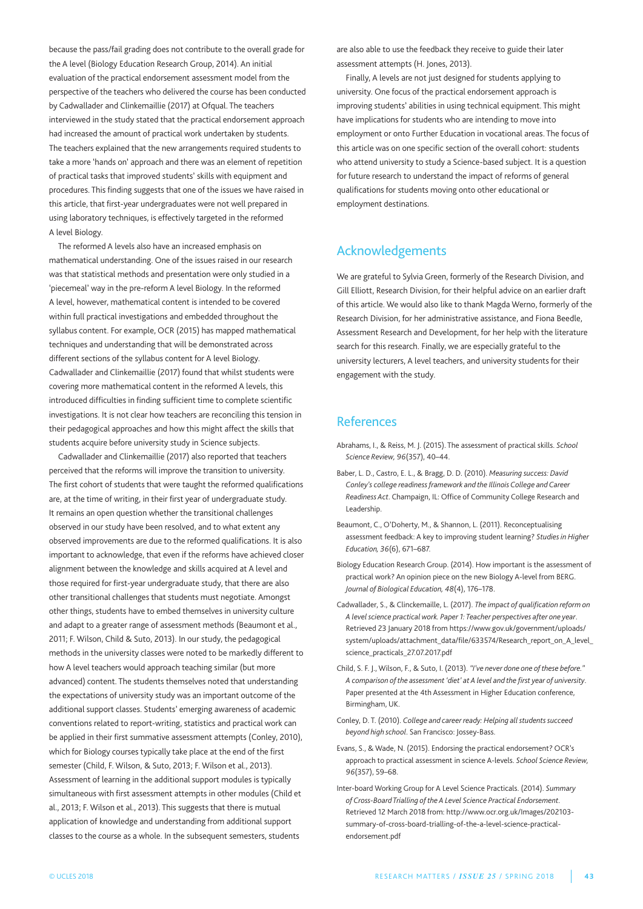because the pass/fail grading does not contribute to the overall grade for the A level (Biology Education Research Group, 2014). An initial evaluation of the practical endorsement assessment model from the perspective of the teachers who delivered the course has been conducted by Cadwallader and Clinkemaillie (2017) at Ofqual. The teachers interviewed in the study stated that the practical endorsement approach had increased the amount of practical work undertaken by students. The teachers explained that the new arrangements required students to take a more 'hands on' approach and there was an element of repetition of practical tasks that improved students' skills with equipment and procedures. This finding suggests that one of the issues we have raised in this article, that first-year undergraduates were not well prepared in using laboratory techniques, is effectively targeted in the reformed A level Biology.

The reformed A levels also have an increased emphasis on mathematical understanding. One of the issues raised in our research was that statistical methods and presentation were only studied in a 'piecemeal' way in the pre-reform A level Biology. In the reformed A level, however, mathematical content is intended to be covered within full practical investigations and embedded throughout the syllabus content. For example, OCR (2015) has mapped mathematical techniques and understanding that will be demonstrated across different sections of the syllabus content for A level Biology. Cadwallader and Clinkemaillie (2017) found that whilst students were covering more mathematical content in the reformed A levels, this introduced difficulties in finding sufficient time to complete scientific investigations. It is not clear how teachers are reconciling this tension in their pedagogical approaches and how this might affect the skills that students acquire before university study in Science subjects.

Cadwallader and Clinkemaillie (2017) also reported that teachers perceived that the reforms will improve the transition to university. The first cohort of students that were taught the reformed qualifications are, at the time of writing, in their first year of undergraduate study. It remains an open question whether the transitional challenges observed in our study have been resolved, and to what extent any observed improvements are due to the reformed qualifications. It is also important to acknowledge, that even if the reforms have achieved closer alignment between the knowledge and skills acquired at A level and those required for first-year undergraduate study, that there are also other transitional challenges that students must negotiate. Amongst other things, students have to embed themselves in university culture and adapt to a greater range of assessment methods (Beaumont et al., 2011; F. Wilson, Child & Suto, 2013). In our study, the pedagogical methods in the university classes were noted to be markedly different to how A level teachers would approach teaching similar (but more advanced) content. The students themselves noted that understanding the expectations of university study was an important outcome of the additional support classes. Students' emerging awareness of academic conventions related to report-writing, statistics and practical work can be applied in their first summative assessment attempts (Conley, 2010), which for Biology courses typically take place at the end of the first semester (Child, F. Wilson, & Suto, 2013; F. Wilson et al., 2013). Assessment of learning in the additional support modules is typically simultaneous with first assessment attempts in other modules (Child et al., 2013; F. Wilson et al., 2013). This suggests that there is mutual application of knowledge and understanding from additional support classes to the course as a whole. In the subsequent semesters, students are also able to use the feedback they receive to guide their later assessment attempts (H. Jones, 2013).

Finally, A levels are not just designed for students applying to university. One focus of the practical endorsement approach is improving students' abilities in using technical equipment. This might have implications for students who are intending to move into employment or onto Further Education in vocational areas. The focus of this article was on one specific section of the overall cohort: students who attend university to study a Science-based subject. It is a question for future research to understand the impact of reforms of general qualifications for students moving onto other educational or employment destinations.

## Acknowledgements

We are grateful to Sylvia Green, formerly of the Research Division, and Gill Elliott, Research Division, for their helpful advice on an earlier draft of this article. We would also like to thank Magda Werno, formerly of the Research Division, for her administrative assistance, and Fiona Beedle, Assessment Research and Development, for her help with the literature search for this research. Finally, we are especially grateful to the university lecturers, A level teachers, and university students for their engagement with the study.

## References

Abrahams, I., & Reiss, M. J. (2015). The assessment of practical skills. *School Science Review, 96*(357), 40–44.

Baber, L. D., Castro, E. L., & Bragg, D. D. (2010). *Measuring success: David Conley's college readiness framework and the Illinois College and Career Readiness Act*. Champaign, IL: Office of Community College Research and Leadership.

Beaumont, C., O'Doherty, M., & Shannon, L. (2011). Reconceptualising assessment feedback: A key to improving student learning? *Studies in Higher Education, 36*(6), 671–687.

Biology Education Research Group. (2014). How important is the assessment of practical work? An opinion piece on the new Biology A-level from BERG. *Journal of Biological Education, 48*(4), 176–178.

Cadwallader, S., & Clinckemaille, L. (2017). *The impact of qualification reform on A level science practical work. Paper 1: Teacher perspectives after one year*. Retrieved 23 January 2018 from https://www.gov.uk/government/uploads/system/uploads/attachment_data/file/633574/Research_report_on_A_level_science_practicals_27.07.2017.pdf

Child, S. F. J., Wilson, F., & Suto, I. (2013). *"I've never done one of these before." A comparison of the assessment 'diet' at A level and the first year of university*. Paper presented at the 4th Assessment in Higher Education conference, Birmingham, UK.

Conley, D. T. (2010). *College and career ready: Helping all students succeed beyond high school*. San Francisco: Jossey-Bass.

Evans, S., & Wade, N. (2015). Endorsing the practical endorsement? OCR's approach to practical assessment in science A-levels. *School Science Review, 96*(357), 59–68.

Inter-board Working Group for A Level Science Practicals. (2014). *Summary of Cross-Board Trialling of the A Level Science Practical Endorsement*. Retrieved 12 March 2018 from: http://www.ocr.org.uk/Images/202103-summary-of-cross-board-trialling-of-the-a-level-science-practical-endorsement.pdf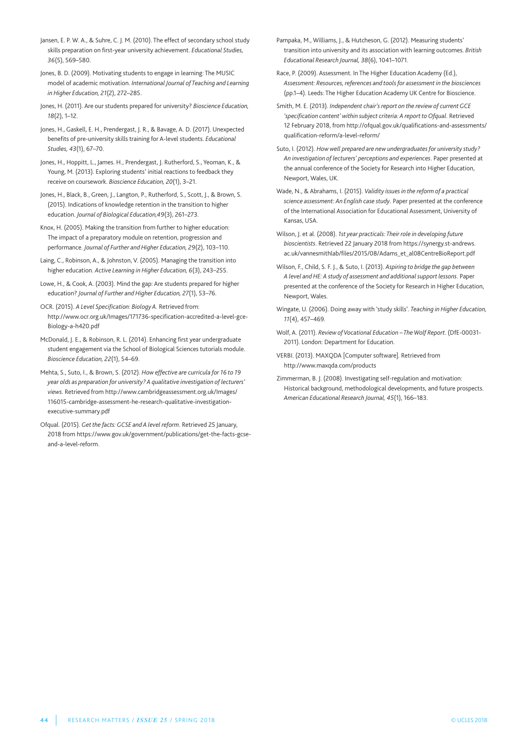Jansen, E. P. W. A., & Suhre, C. J. M. (2010). The effect of secondary school study skills preparation on first-year university achievement. *Educational Studies, 36*(5), 569–580.

Jones, B. D. (2009). Motivating students to engage in learning: The MUSIC model of academic motivation. *International Journal of Teaching and Learning in Higher Education, 21*(2), 272–285.

Jones, H. (2011). Are our students prepared for university? *Bioscience Education, 18*(2), 1–12.

Jones, H., Gaskell, E. H., Prendergast, J. R., & Bavage, A. D. (2017). Unexpected benefits of pre-university skills training for A-level students. *Educational Studies, 43*(1), 67–70.

Jones, H., Hoppitt, L., James. H., Prendergast, J. Rutherford, S., Yeoman, K., & Young, M. (2013). Exploring students' initial reactions to feedback they receive on coursework. *Bioscience Education, 20*(1), 3–21.

Jones, H., Black, B., Green, J., Langton, P., Rutherford, S., Scott, J., & Brown, S. (2015). Indications of knowledge retention in the transition to higher education. *Journal of Biological Education,49*(3), 261–273.

Knox, H. (2005). Making the transition from further to higher education: The impact of a preparatory module on retention, progression and performance. *Journal of Further and Higher Education, 29*(2), 103–110.

Laing, C., Robinson, A., & Johnston, V. (2005). Managing the transition into higher education. *Active Learning in Higher Education, 6*(3), 243–255.

Lowe, H., & Cook, A. (2003). Mind the gap: Are students prepared for higher education? *Journal of Further and Higher Education, 27*(1), 53–76.

OCR. (2015). *A Level Specification: Biology A.* Retrieved from: http://www.ocr.org.uk/Images/171736-specification-accredited-a-level-gce-Biology-a-h420.pdf

McDonald, J. E., & Robinson, R. L. (2014). Enhancing first year undergraduate student engagement via the School of Biological Sciences tutorials module. *Bioscience Education, 22*(1), 54–69.

Mehta, S., Suto, I., & Brown, S. (2012). *How effective are curricula for 16 to 19 year olds as preparation for university? A qualitative investigation of lecturers' views*. Retrieved from http://www.cambridgeassessment.org.uk/Images/116015-cambridge-assessment-he-research-qualitative-investigation-executive-summary.pdf

Ofqual. (2015). *Get the facts: GCSE and A level reform*. Retrieved 25 January, 2018 from https://www.gov.uk/government/publications/get-the-facts-gcse-and-a-level-reform.

Pampaka, M., Williams, J., & Hutcheson, G. (2012). Measuring students' transition into university and its association with learning outcomes. *British Educational Research Journal, 38*(6), 1041–1071.

Race, P. (2009). Assessment. In The Higher Education Academy (Ed.), *Assessment: Resources, references and tools for assessment in the biosciences* (pp.1–4). Leeds: The Higher Education Academy UK Centre for Bioscience.

Smith, M. E. (2013). *Independent chair's report on the review of current GCE 'specification content' within subject criteria: A report to Ofqual*. Retrieved 12 February 2018, from http://ofqual.gov.uk/qualifications-and-assessments/qualification-reform/a-level-reform/

Suto, I. (2012). *How well prepared are new undergraduates for university study? An investigation of lecturers' perceptions and experiences*. Paper presented at the annual conference of the Society for Research into Higher Education, Newport, Wales, UK.

Wade, N., & Abrahams, I. (2015). *Validity issues in the reform of a practical science assessment: An English case study*. Paper presented at the conference of the International Association for Educational Assessment, University of Kansas, USA.

Wilson, J. et al. (2008). *1st year practicals: Their role in developing future bioscientists*. Retrieved 22 January 2018 from https://synergy.st-andrews.ac.uk/vannesmithlab/files/2015/08/Adams_et_al08CentreBioReport.pdf

Wilson, F., Child, S. F. J., & Suto, I. (2013). *Aspiring to bridge the gap between A level and HE: A study of assessment and additional support lessons*. Paper presented at the conference of the Society for Research in Higher Education, Newport, Wales.

Wingate, U. (2006). Doing away with 'study skills'. *Teaching in Higher Education, 11*(4), 457–469.

Wolf, A. (2011). *Review of Vocational Education – The Wolf Report*. (DfE-00031-2011). London: Department for Education.

VERBI. (2013). MAXQDA [Computer software]. Retrieved from http://www.maxqda.com/products

Zimmerman, B. J. (2008). Investigating self-regulation and motivation: Historical background, methodological developments, and future prospects. *American Educational Research Journal, 45*(1), 166–183.